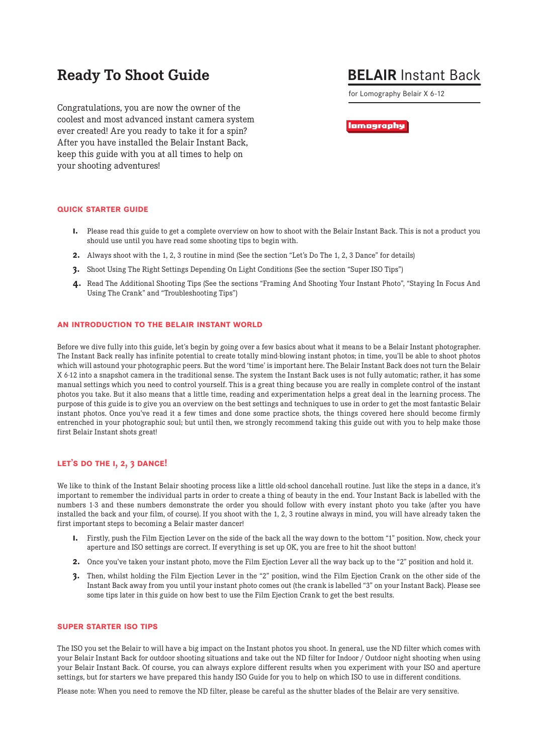# Ready To Shoot Guide

**BELAIR** Instant Back

for Lomography Belair X 6-12

lomography

Congratulations, you are now the owner of the coolest and most advanced instant camera system ever created! Are you ready to take it for a spin? After you have installed the Belair Instant Back, keep this guide with you at all times to help on your shooting adventures!

## QUICK STARTER GUIDE

1. Please read this guide to get a complete overview on how to shoot with the Belair Instant Back. This is not a product you should use until you have read some shooting tips to begin with.
2. Always shoot with the 1, 2, 3 routine in mind (See the section "Let's Do The 1, 2, 3 Dance" for details)
3. Shoot Using The Right Settings Depending On Light Conditions (See the section "Super ISO Tips")
4. Read The Additional Shooting Tips (See the sections "Framing And Shooting Your Instant Photo", "Staying In Focus And Using The Crank" and "Troubleshooting Tips")

## AN INTRODUCTION TO THE BELAIR INSTANT WORLD

Before we dive fully into this guide, let's begin by going over a few basics about what it means to be a Belair Instant photographer. The Instant Back really has infinite potential to create totally mind-blowing instant photos; in time, you'll be able to shoot photos which will astound your photographic peers. But the word 'time' is important here. The Belair Instant Back does not turn the Belair X 6-12 into a snapshot camera in the traditional sense. The system the Instant Back uses is not fully automatic; rather, it has some manual settings which you need to control yourself. This is a great thing because you are really in complete control of the instant photos you take. But it also means that a little time, reading and experimentation helps a great deal in the learning process. The purpose of this guide is to give you an overview on the best settings and techniques to use in order to get the most fantastic Belair instant photos. Once you've read it a few times and done some practice shots, the things covered here should become firmly entrenched in your photographic soul; but until then, we strongly recommend taking this guide out with you to help make those first Belair Instant shots great!

## LET'S DO THE 1, 2, 3 DANCE!

We like to think of the Instant Belair shooting process like a little old-school dancehall routine. Just like the steps in a dance, it's important to remember the individual parts in order to create a thing of beauty in the end. Your Instant Back is labelled with the numbers 1-3 and these numbers demonstrate the order you should follow with every instant photo you take (after you have installed the back and your film, of course). If you shoot with the 1, 2, 3 routine always in mind, you will have already taken the first important steps to becoming a Belair master dancer!

1. Firstly, push the Film Ejection Lever on the side of the back all the way down to the bottom "1" position. Now, check your aperture and ISO settings are correct. If everything is set up OK, you are free to hit the shoot button!
2. Once you've taken your instant photo, move the Film Ejection Lever all the way back up to the "2" position and hold it.
3. Then, whilst holding the Film Ejection Lever in the "2" position, wind the Film Ejection Crank on the other side of the Instant Back away from you until your instant photo comes out (the crank is labelled "3" on your Instant Back). Please see some tips later in this guide on how best to use the Film Ejection Crank to get the best results.

## SUPER STARTER ISO TIPS

The ISO you set the Belair to will have a big impact on the Instant photos you shoot. In general, use the ND filter which comes with your Belair Instant Back for outdoor shooting situations and take out the ND filter for Indoor / Outdoor night shooting when using your Belair Instant Back. Of course, you can always explore different results when you experiment with your ISO and aperture settings, but for starters we have prepared this handy ISO Guide for you to help on which ISO to use in different conditions.

Please note: When you need to remove the ND filter, please be careful as the shutter blades of the Belair are very sensitive.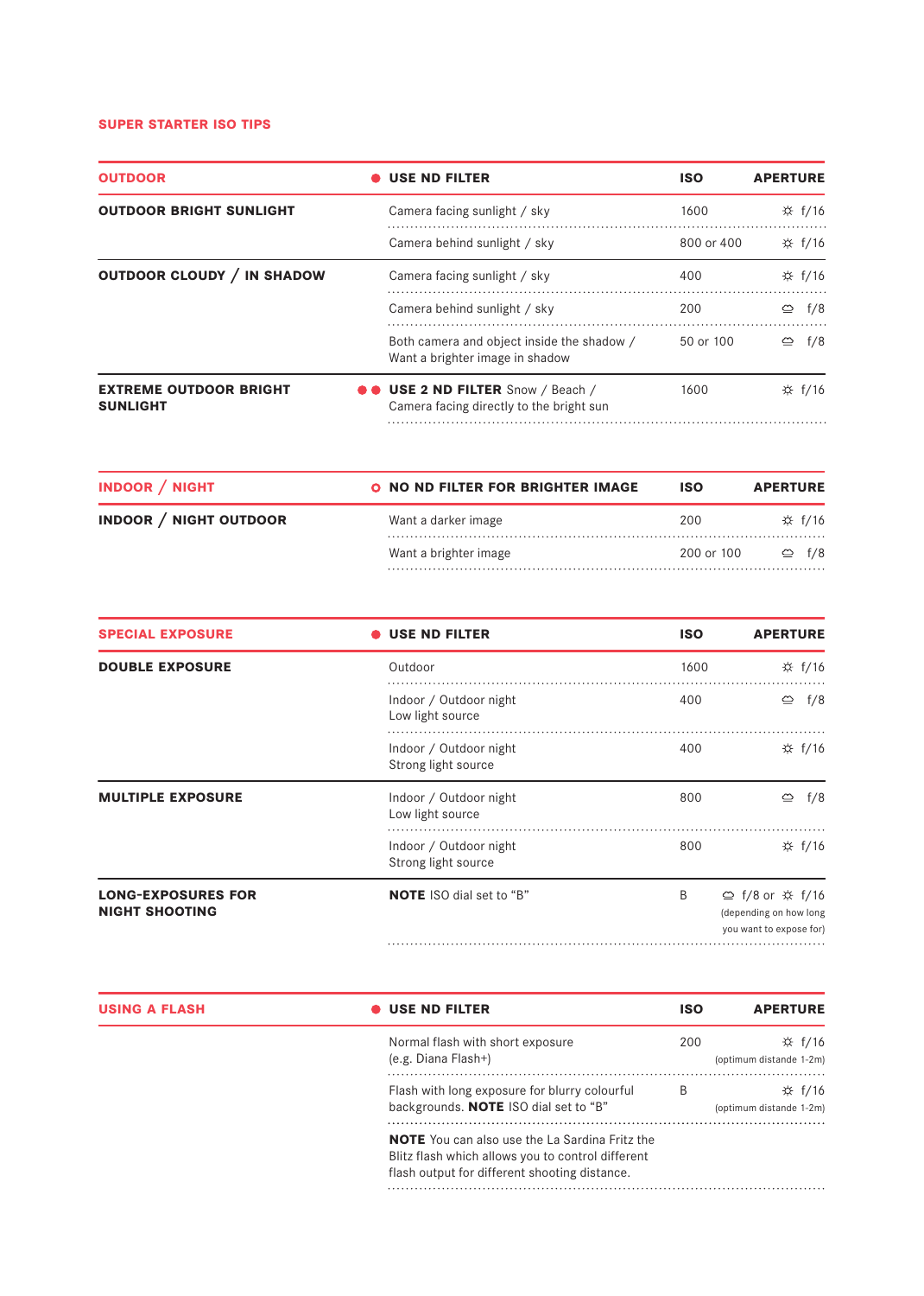## SUPER STARTER ISO TIPS

| OUTDOOR | ● USE ND FILTER | ISO | APERTURE |
|---|---|---|---|
| **OUTDOOR BRIGHT SUNLIGHT** | Camera facing sunlight / sky | 1600 | ☼ f/16 |
| | Camera behind sunlight / sky | 800 or 400 | ☼ f/16 |
| **OUTDOOR CLOUDY / IN SHADOW** | Camera facing sunlight / sky | 400 | ☼ f/16 |
| | Camera behind sunlight / sky | 200 | ☁ f/8 |
| | Both camera and object inside the shadow / Want a brighter image in shadow | 50 or 100 | ☁ f/8 |
| **EXTREME OUTDOOR BRIGHT SUNLIGHT** | ●● **USE 2 ND FILTER** Snow / Beach / Camera facing directly to the bright sun | 1600 | ☼ f/16 |

| INDOOR / NIGHT | ○ NO ND FILTER FOR BRIGHTER IMAGE | ISO | APERTURE |
|---|---|---|---|
| **INDOOR / NIGHT OUTDOOR** | Want a darker image | 200 | ☼ f/16 |
| | Want a brighter image | 200 or 100 | ☁ f/8 |

| SPECIAL EXPOSURE | ● USE ND FILTER | ISO | APERTURE |
|---|---|---|---|
| **DOUBLE EXPOSURE** | Outdoor | 1600 | ☼ f/16 |
| | Indoor / Outdoor night Low light source | 400 | ☁ f/8 |
| | Indoor / Outdoor night Strong light source | 400 | ☼ f/16 |
| **MULTIPLE EXPOSURE** | Indoor / Outdoor night Low light source | 800 | ☁ f/8 |
| | Indoor / Outdoor night Strong light source | 800 | ☼ f/16 |
| **LONG-EXPOSURES FOR NIGHT SHOOTING** | **NOTE** ISO dial set to "B" | B | ☁ f/8 or ☼ f/16 (depending on how long you want to expose for) |

| USING A FLASH | ● USE ND FILTER | ISO | APERTURE |
|---|---|---|---|
| | Normal flash with short exposure (e.g. Diana Flash+) | 200 | ☼ f/16 (optimum distande 1-2m) |
| | Flash with long exposure for blurry colourful backgrounds. **NOTE** ISO dial set to "B" | B | ☼ f/16 (optimum distande 1-2m) |
| | **NOTE** You can also use the La Sardina Fritz the Blitz flash which allows you to control different flash output for different shooting distance. | | |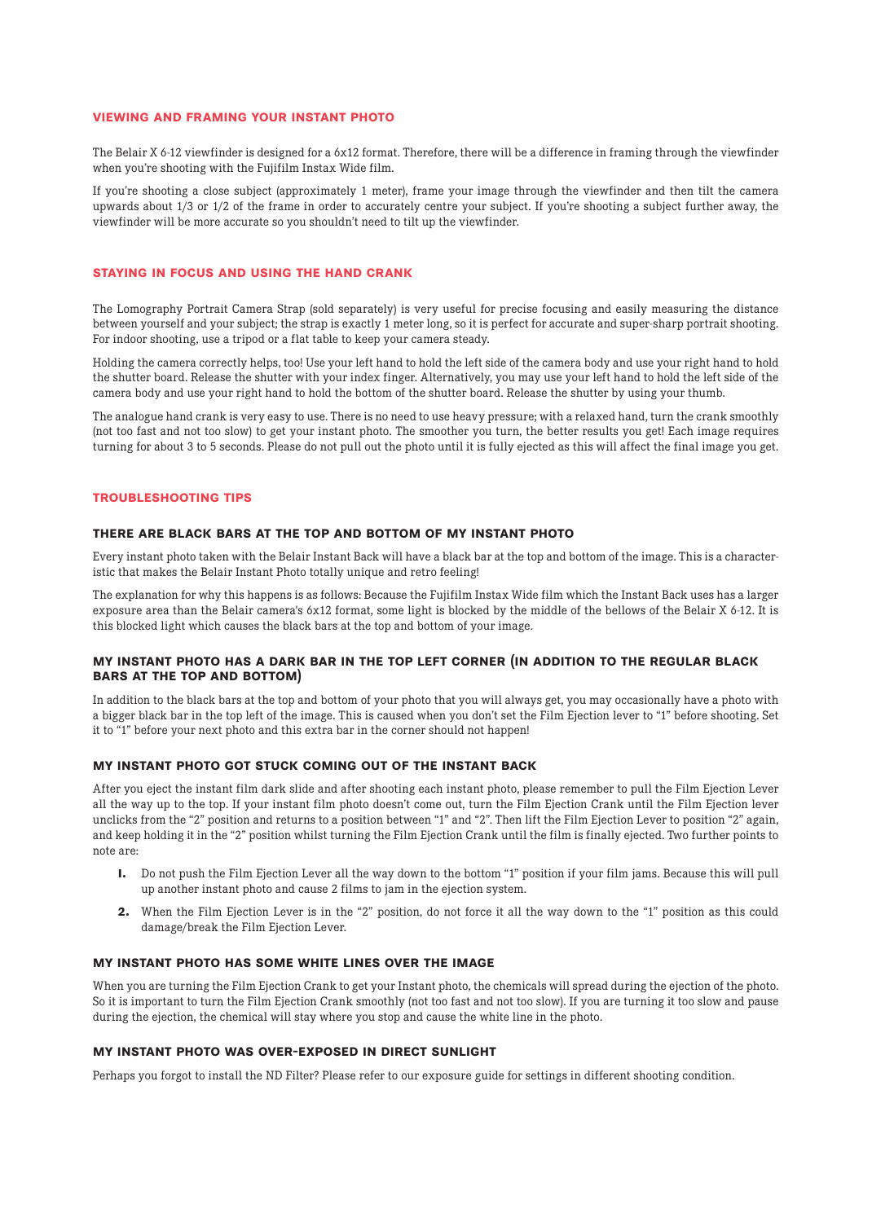## VIEWING AND FRAMING YOUR INSTANT PHOTO

The Belair X 6-12 viewfinder is designed for a 6x12 format. Therefore, there will be a difference in framing through the viewfinder when you're shooting with the Fujifilm Instax Wide film.

If you're shooting a close subject (approximately 1 meter), frame your image through the viewfinder and then tilt the camera upwards about 1/3 or 1/2 of the frame in order to accurately centre your subject. If you're shooting a subject further away, the viewfinder will be more accurate so you shouldn't need to tilt up the viewfinder.

## STAYING IN FOCUS AND USING THE HAND CRANK

The Lomography Portrait Camera Strap (sold separately) is very useful for precise focusing and easily measuring the distance between yourself and your subject; the strap is exactly 1 meter long, so it is perfect for accurate and super-sharp portrait shooting. For indoor shooting, use a tripod or a flat table to keep your camera steady.

Holding the camera correctly helps, too! Use your left hand to hold the left side of the camera body and use your right hand to hold the shutter board. Release the shutter with your index finger. Alternatively, you may use your left hand to hold the left side of the camera body and use your right hand to hold the bottom of the shutter board. Release the shutter by using your thumb.

The analogue hand crank is very easy to use. There is no need to use heavy pressure; with a relaxed hand, turn the crank smoothly (not too fast and not too slow) to get your instant photo. The smoother you turn, the better results you get! Each image requires turning for about 3 to 5 seconds. Please do not pull out the photo until it is fully ejected as this will affect the final image you get.

## TROUBLESHOOTING TIPS

### THERE ARE BLACK BARS AT THE TOP AND BOTTOM OF MY INSTANT PHOTO

Every instant photo taken with the Belair Instant Back will have a black bar at the top and bottom of the image. This is a characteristic that makes the Belair Instant Photo totally unique and retro feeling!

The explanation for why this happens is as follows: Because the Fujifilm Instax Wide film which the Instant Back uses has a larger exposure area than the Belair camera's 6x12 format, some light is blocked by the middle of the bellows of the Belair X 6-12. It is this blocked light which causes the black bars at the top and bottom of your image.

### MY INSTANT PHOTO HAS A DARK BAR IN THE TOP LEFT CORNER (IN ADDITION TO THE REGULAR BLACK BARS AT THE TOP AND BOTTOM)

In addition to the black bars at the top and bottom of your photo that you will always get, you may occasionally have a photo with a bigger black bar in the top left of the image. This is caused when you don't set the Film Ejection lever to "1" before shooting. Set it to "1" before your next photo and this extra bar in the corner should not happen!

### MY INSTANT PHOTO GOT STUCK COMING OUT OF THE INSTANT BACK

After you eject the instant film dark slide and after shooting each instant photo, please remember to pull the Film Ejection Lever all the way up to the top. If your instant film photo doesn't come out, turn the Film Ejection Crank until the Film Ejection lever unclicks from the "2" position and returns to a position between "1" and "2". Then lift the Film Ejection Lever to position "2" again, and keep holding it in the "2" position whilst turning the Film Ejection Crank until the film is finally ejected. Two further points to note are:

1. Do not push the Film Ejection Lever all the way down to the bottom "1" position if your film jams. Because this will pull up another instant photo and cause 2 films to jam in the ejection system.
2. When the Film Ejection Lever is in the "2" position, do not force it all the way down to the "1" position as this could damage/break the Film Ejection Lever.

### MY INSTANT PHOTO HAS SOME WHITE LINES OVER THE IMAGE

When you are turning the Film Ejection Crank to get your Instant photo, the chemicals will spread during the ejection of the photo. So it is important to turn the Film Ejection Crank smoothly (not too fast and not too slow). If you are turning it too slow and pause during the ejection, the chemical will stay where you stop and cause the white line in the photo.

### MY INSTANT PHOTO WAS OVER-EXPOSED IN DIRECT SUNLIGHT

Perhaps you forgot to install the ND Filter? Please refer to our exposure guide for settings in different shooting condition.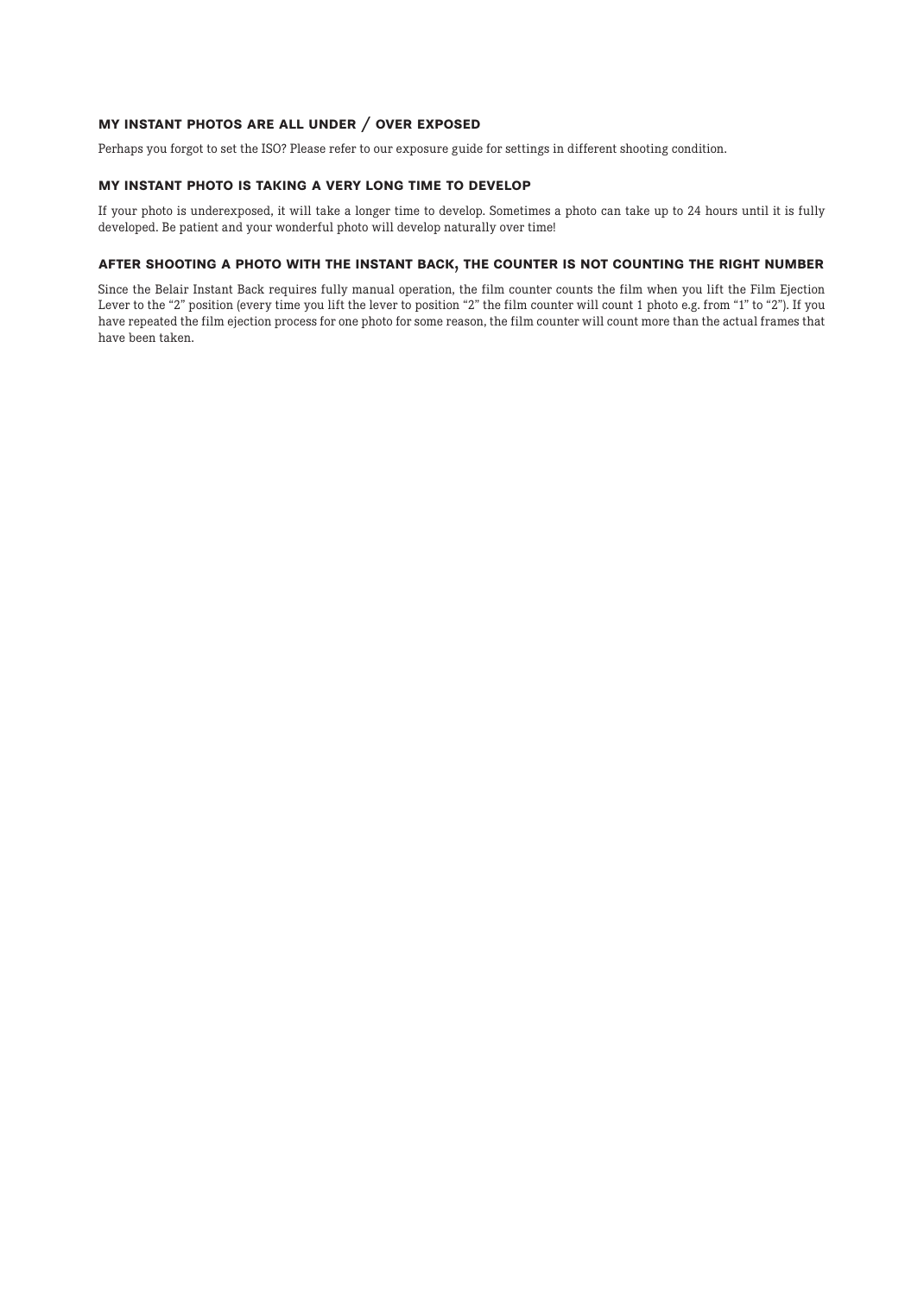### MY INSTANT PHOTOS ARE ALL UNDER / OVER EXPOSED

Perhaps you forgot to set the ISO? Please refer to our exposure guide for settings in different shooting condition.

### MY INSTANT PHOTO IS TAKING A VERY LONG TIME TO DEVELOP

If your photo is underexposed, it will take a longer time to develop. Sometimes a photo can take up to 24 hours until it is fully developed. Be patient and your wonderful photo will develop naturally over time!

### AFTER SHOOTING A PHOTO WITH THE INSTANT BACK, THE COUNTER IS NOT COUNTING THE RIGHT NUMBER

Since the Belair Instant Back requires fully manual operation, the film counter counts the film when you lift the Film Ejection Lever to the "2" position (every time you lift the lever to position "2" the film counter will count 1 photo e.g. from "1" to "2"). If you have repeated the film ejection process for one photo for some reason, the film counter will count more than the actual frames that have been taken.